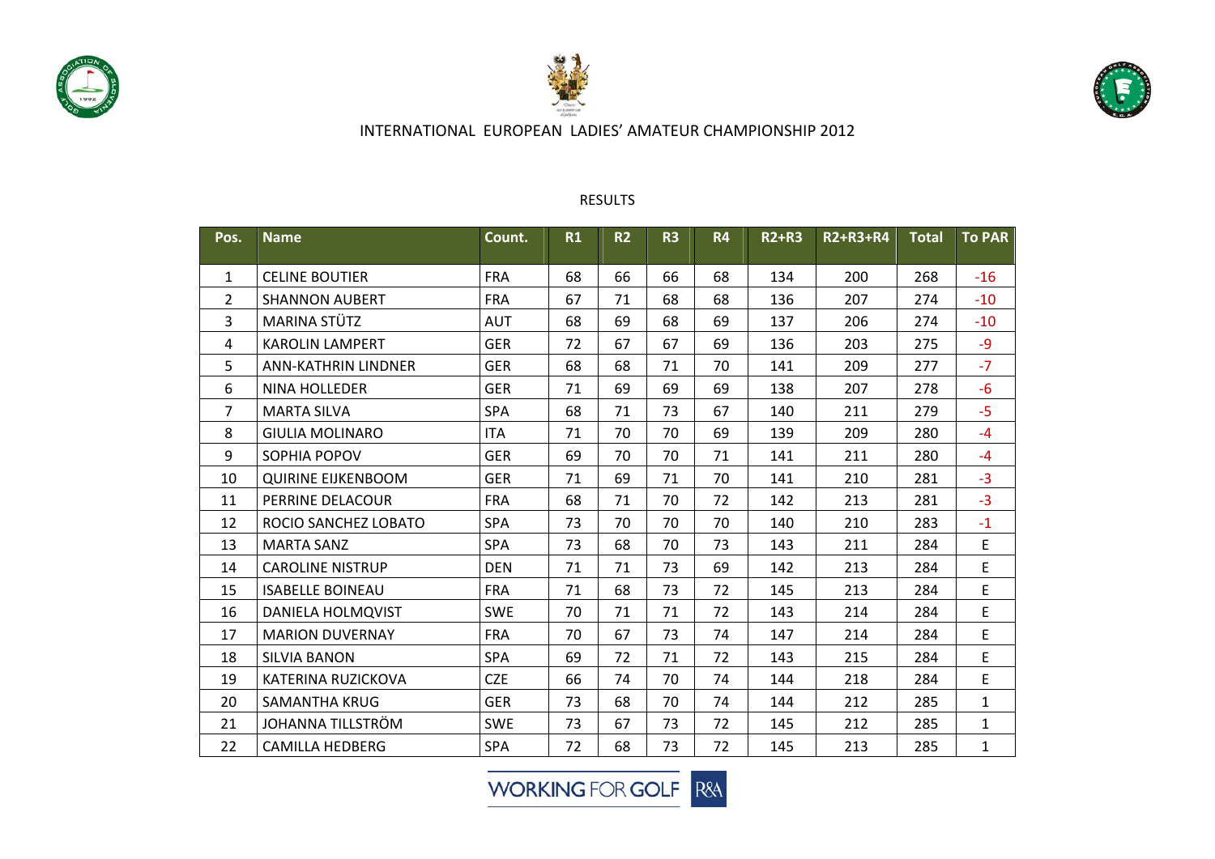# INTERNATIONAL EUROPEAN LADIES' AMATEUR CHAMPIONSHIP 2012

RESULTS

| Pos. | Name | Count. | R1 | R2 | R3 | R4 | R2+R3 | R2+R3+R4 | Total | To PAR |
|---|---|---|---|---|---|---|---|---|---|---|
| 1 | CELINE BOUTIER | FRA | 68 | 66 | 66 | 68 | 134 | 200 | 268 | -16 |
| 2 | SHANNON AUBERT | FRA | 67 | 71 | 68 | 68 | 136 | 207 | 274 | -10 |
| 3 | MARINA STÜTZ | AUT | 68 | 69 | 68 | 69 | 137 | 206 | 274 | -10 |
| 4 | KAROLIN LAMPERT | GER | 72 | 67 | 67 | 69 | 136 | 203 | 275 | -9 |
| 5 | ANN-KATHRIN LINDNER | GER | 68 | 68 | 71 | 70 | 141 | 209 | 277 | -7 |
| 6 | NINA HOLLEDER | GER | 71 | 69 | 69 | 69 | 138 | 207 | 278 | -6 |
| 7 | MARTA SILVA | SPA | 68 | 71 | 73 | 67 | 140 | 211 | 279 | -5 |
| 8 | GIULIA MOLINARO | ITA | 71 | 70 | 70 | 69 | 139 | 209 | 280 | -4 |
| 9 | SOPHIA POPOV | GER | 69 | 70 | 70 | 71 | 141 | 211 | 280 | -4 |
| 10 | QUIRINE EIJKENBOOM | GER | 71 | 69 | 71 | 70 | 141 | 210 | 281 | -3 |
| 11 | PERRINE DELACOUR | FRA | 68 | 71 | 70 | 72 | 142 | 213 | 281 | -3 |
| 12 | ROCIO SANCHEZ LOBATO | SPA | 73 | 70 | 70 | 70 | 140 | 210 | 283 | -1 |
| 13 | MARTA SANZ | SPA | 73 | 68 | 70 | 73 | 143 | 211 | 284 | E |
| 14 | CAROLINE NISTRUP | DEN | 71 | 71 | 73 | 69 | 142 | 213 | 284 | E |
| 15 | ISABELLE BOINEAU | FRA | 71 | 68 | 73 | 72 | 145 | 213 | 284 | E |
| 16 | DANIELA HOLMQVIST | SWE | 70 | 71 | 71 | 72 | 143 | 214 | 284 | E |
| 17 | MARION DUVERNAY | FRA | 70 | 67 | 73 | 74 | 147 | 214 | 284 | E |
| 18 | SILVIA BANON | SPA | 69 | 72 | 71 | 72 | 143 | 215 | 284 | E |
| 19 | KATERINA RUZICKOVA | CZE | 66 | 74 | 70 | 74 | 144 | 218 | 284 | E |
| 20 | SAMANTHA KRUG | GER | 73 | 68 | 70 | 74 | 144 | 212 | 285 | 1 |
| 21 | JOHANNA TILLSTRÖM | SWE | 73 | 67 | 73 | 72 | 145 | 212 | 285 | 1 |
| 22 | CAMILLA HEDBERG | SPA | 72 | 68 | 73 | 72 | 145 | 213 | 285 | 1 |

WORKING FOR GOLF R&A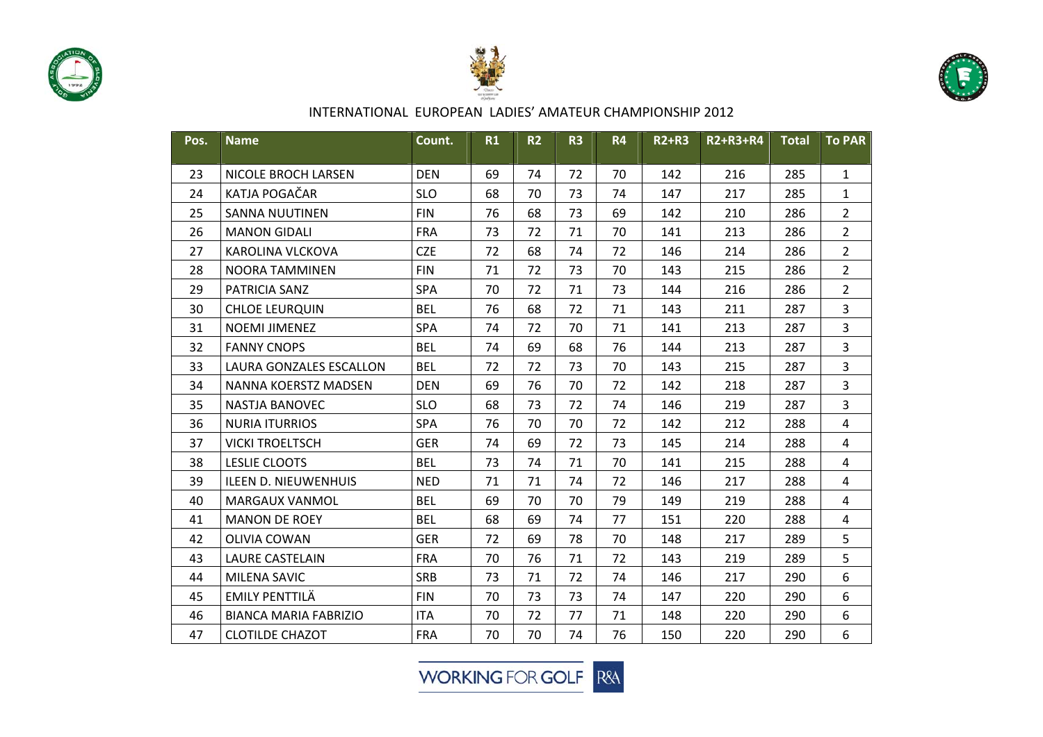INTERNATIONAL EUROPEAN LADIES' AMATEUR CHAMPIONSHIP 2012

| Pos. | Name | Count. | R1 | R2 | R3 | R4 | R2+R3 | R2+R3+R4 | Total | To PAR |
|---|---|---|---|---|---|---|---|---|---|---|
| 23 | NICOLE BROCH LARSEN | DEN | 69 | 74 | 72 | 70 | 142 | 216 | 285 | 1 |
| 24 | KATJA POGAČAR | SLO | 68 | 70 | 73 | 74 | 147 | 217 | 285 | 1 |
| 25 | SANNA NUUTINEN | FIN | 76 | 68 | 73 | 69 | 142 | 210 | 286 | 2 |
| 26 | MANON GIDALI | FRA | 73 | 72 | 71 | 70 | 141 | 213 | 286 | 2 |
| 27 | KAROLINA VLCKOVA | CZE | 72 | 68 | 74 | 72 | 146 | 214 | 286 | 2 |
| 28 | NOORA TAMMINEN | FIN | 71 | 72 | 73 | 70 | 143 | 215 | 286 | 2 |
| 29 | PATRICIA SANZ | SPA | 70 | 72 | 71 | 73 | 144 | 216 | 286 | 2 |
| 30 | CHLOE LEURQUIN | BEL | 76 | 68 | 72 | 71 | 143 | 211 | 287 | 3 |
| 31 | NOEMI JIMENEZ | SPA | 74 | 72 | 70 | 71 | 141 | 213 | 287 | 3 |
| 32 | FANNY CNOPS | BEL | 74 | 69 | 68 | 76 | 144 | 213 | 287 | 3 |
| 33 | LAURA GONZALES ESCALLON | BEL | 72 | 72 | 73 | 70 | 143 | 215 | 287 | 3 |
| 34 | NANNA KOERSTZ MADSEN | DEN | 69 | 76 | 70 | 72 | 142 | 218 | 287 | 3 |
| 35 | NASTJA BANOVEC | SLO | 68 | 73 | 72 | 74 | 146 | 219 | 287 | 3 |
| 36 | NURIA ITURRIOS | SPA | 76 | 70 | 70 | 72 | 142 | 212 | 288 | 4 |
| 37 | VICKI TROELTSCH | GER | 74 | 69 | 72 | 73 | 145 | 214 | 288 | 4 |
| 38 | LESLIE CLOOTS | BEL | 73 | 74 | 71 | 70 | 141 | 215 | 288 | 4 |
| 39 | ILEEN D. NIEUWENHUIS | NED | 71 | 71 | 74 | 72 | 146 | 217 | 288 | 4 |
| 40 | MARGAUX VANMOL | BEL | 69 | 70 | 70 | 79 | 149 | 219 | 288 | 4 |
| 41 | MANON DE ROEY | BEL | 68 | 69 | 74 | 77 | 151 | 220 | 288 | 4 |
| 42 | OLIVIA COWAN | GER | 72 | 69 | 78 | 70 | 148 | 217 | 289 | 5 |
| 43 | LAURE CASTELAIN | FRA | 70 | 76 | 71 | 72 | 143 | 219 | 289 | 5 |
| 44 | MILENA SAVIC | SRB | 73 | 71 | 72 | 74 | 146 | 217 | 290 | 6 |
| 45 | EMILY PENTTILÄ | FIN | 70 | 73 | 73 | 74 | 147 | 220 | 290 | 6 |
| 46 | BIANCA MARIA FABRIZIO | ITA | 70 | 72 | 77 | 71 | 148 | 220 | 290 | 6 |
| 47 | CLOTILDE CHAZOT | FRA | 70 | 70 | 74 | 76 | 150 | 220 | 290 | 6 |

WORKING FOR GOLF R&A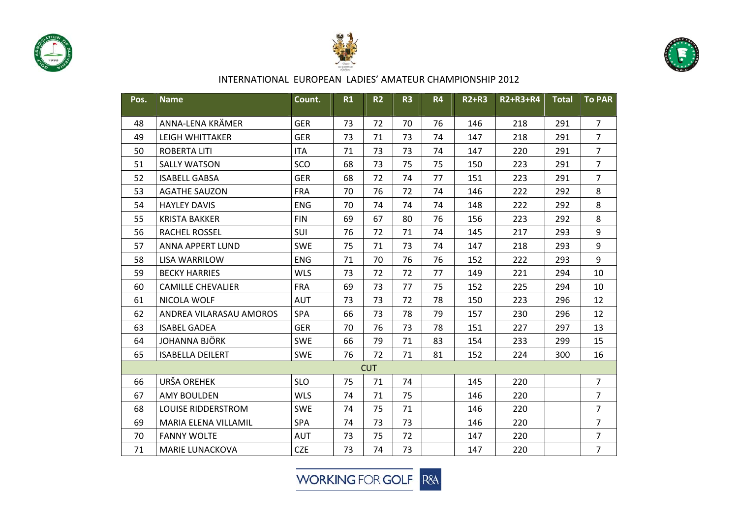INTERNATIONAL EUROPEAN LADIES' AMATEUR CHAMPIONSHIP 2012

| Pos. | Name | Count. | R1 | R2 | R3 | R4 | R2+R3 | R2+R3+R4 | Total | To PAR |
|---|---|---|---|---|---|---|---|---|---|---|
| 48 | ANNA-LENA KRÄMER | GER | 73 | 72 | 70 | 76 | 146 | 218 | 291 | 7 |
| 49 | LEIGH WHITTAKER | GER | 73 | 71 | 73 | 74 | 147 | 218 | 291 | 7 |
| 50 | ROBERTA LITI | ITA | 71 | 73 | 73 | 74 | 147 | 220 | 291 | 7 |
| 51 | SALLY WATSON | SCO | 68 | 73 | 75 | 75 | 150 | 223 | 291 | 7 |
| 52 | ISABELL GABSA | GER | 68 | 72 | 74 | 77 | 151 | 223 | 291 | 7 |
| 53 | AGATHE SAUZON | FRA | 70 | 76 | 72 | 74 | 146 | 222 | 292 | 8 |
| 54 | HAYLEY DAVIS | ENG | 70 | 74 | 74 | 74 | 148 | 222 | 292 | 8 |
| 55 | KRISTA BAKKER | FIN | 69 | 67 | 80 | 76 | 156 | 223 | 292 | 8 |
| 56 | RACHEL ROSSEL | SUI | 76 | 72 | 71 | 74 | 145 | 217 | 293 | 9 |
| 57 | ANNA APPERT LUND | SWE | 75 | 71 | 73 | 74 | 147 | 218 | 293 | 9 |
| 58 | LISA WARRILOW | ENG | 71 | 70 | 76 | 76 | 152 | 222 | 293 | 9 |
| 59 | BECKY HARRIES | WLS | 73 | 72 | 72 | 77 | 149 | 221 | 294 | 10 |
| 60 | CAMILLE CHEVALIER | FRA | 69 | 73 | 77 | 75 | 152 | 225 | 294 | 10 |
| 61 | NICOLA WOLF | AUT | 73 | 73 | 72 | 78 | 150 | 223 | 296 | 12 |
| 62 | ANDREA VILARASAU AMOROS | SPA | 66 | 73 | 78 | 79 | 157 | 230 | 296 | 12 |
| 63 | ISABEL GADEA | GER | 70 | 76 | 73 | 78 | 151 | 227 | 297 | 13 |
| 64 | JOHANNA BJÖRK | SWE | 66 | 79 | 71 | 83 | 154 | 233 | 299 | 15 |
| 65 | ISABELLA DEILERT | SWE | 76 | 72 | 71 | 81 | 152 | 224 | 300 | 16 |
| | | | | CUT | | | | | | |
| 66 | URŠA OREHEK | SLO | 75 | 71 | 74 | | 145 | 220 | | 7 |
| 67 | AMY BOULDEN | WLS | 74 | 71 | 75 | | 146 | 220 | | 7 |
| 68 | LOUISE RIDDERSTROM | SWE | 74 | 75 | 71 | | 146 | 220 | | 7 |
| 69 | MARIA ELENA VILLAMIL | SPA | 74 | 73 | 73 | | 146 | 220 | | 7 |
| 70 | FANNY WOLTE | AUT | 73 | 75 | 72 | | 147 | 220 | | 7 |
| 71 | MARIE LUNACKOVA | CZE | 73 | 74 | 73 | | 147 | 220 | | 7 |

WORKING FOR GOLF R&A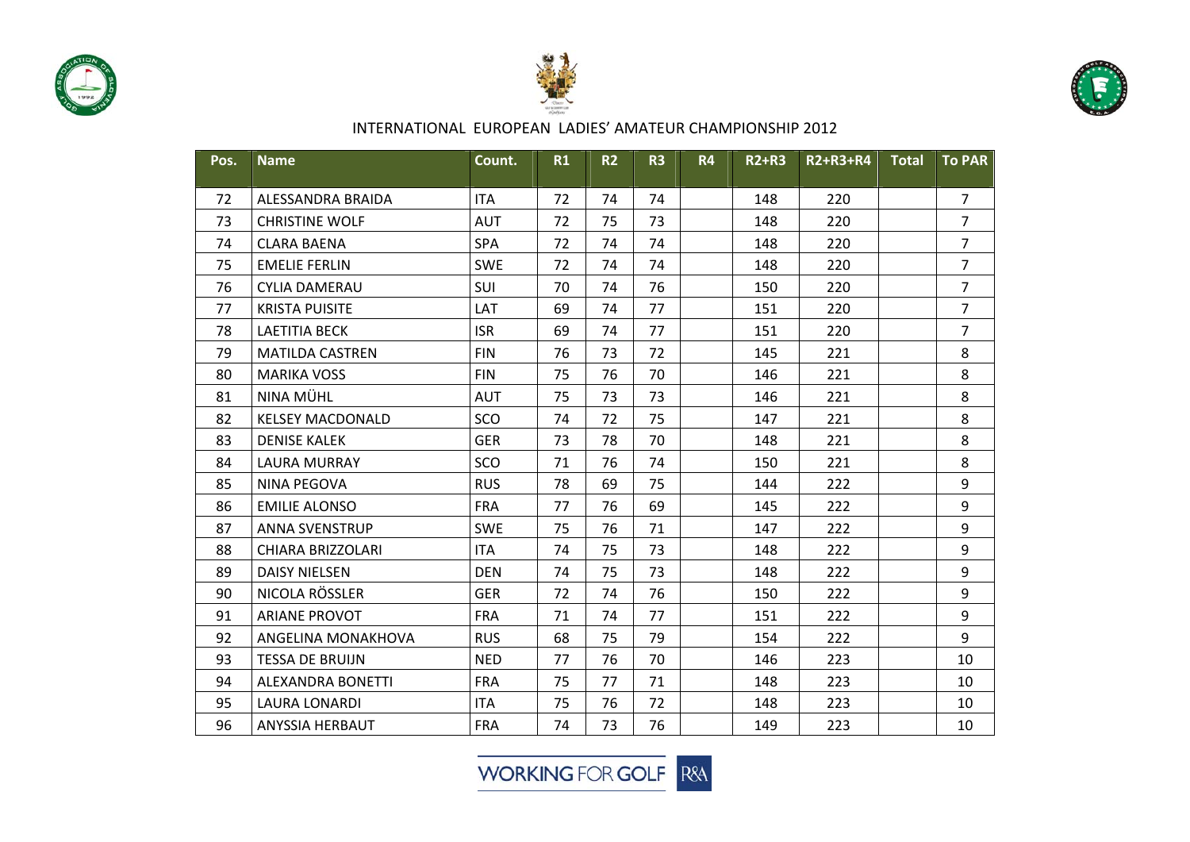INTERNATIONAL EUROPEAN LADIES' AMATEUR CHAMPIONSHIP 2012

| Pos. | Name | Count. | R1 | R2 | R3 | R4 | R2+R3 | R2+R3+R4 | Total | To PAR |
|---|---|---|---|---|---|---|---|---|---|---|
| 72 | ALESSANDRA BRAIDA | ITA | 72 | 74 | 74 | | 148 | 220 | | 7 |
| 73 | CHRISTINE WOLF | AUT | 72 | 75 | 73 | | 148 | 220 | | 7 |
| 74 | CLARA BAENA | SPA | 72 | 74 | 74 | | 148 | 220 | | 7 |
| 75 | EMELIE FERLIN | SWE | 72 | 74 | 74 | | 148 | 220 | | 7 |
| 76 | CYLIA DAMERAU | SUI | 70 | 74 | 76 | | 150 | 220 | | 7 |
| 77 | KRISTA PUISITE | LAT | 69 | 74 | 77 | | 151 | 220 | | 7 |
| 78 | LAETITIA BECK | ISR | 69 | 74 | 77 | | 151 | 220 | | 7 |
| 79 | MATILDA CASTREN | FIN | 76 | 73 | 72 | | 145 | 221 | | 8 |
| 80 | MARIKA VOSS | FIN | 75 | 76 | 70 | | 146 | 221 | | 8 |
| 81 | NINA MÜHL | AUT | 75 | 73 | 73 | | 146 | 221 | | 8 |
| 82 | KELSEY MACDONALD | SCO | 74 | 72 | 75 | | 147 | 221 | | 8 |
| 83 | DENISE KALEK | GER | 73 | 78 | 70 | | 148 | 221 | | 8 |
| 84 | LAURA MURRAY | SCO | 71 | 76 | 74 | | 150 | 221 | | 8 |
| 85 | NINA PEGOVA | RUS | 78 | 69 | 75 | | 144 | 222 | | 9 |
| 86 | EMILIE ALONSO | FRA | 77 | 76 | 69 | | 145 | 222 | | 9 |
| 87 | ANNA SVENSTRUP | SWE | 75 | 76 | 71 | | 147 | 222 | | 9 |
| 88 | CHIARA BRIZZOLARI | ITA | 74 | 75 | 73 | | 148 | 222 | | 9 |
| 89 | DAISY NIELSEN | DEN | 74 | 75 | 73 | | 148 | 222 | | 9 |
| 90 | NICOLA RÖSSLER | GER | 72 | 74 | 76 | | 150 | 222 | | 9 |
| 91 | ARIANE PROVOT | FRA | 71 | 74 | 77 | | 151 | 222 | | 9 |
| 92 | ANGELINA MONAKHOVA | RUS | 68 | 75 | 79 | | 154 | 222 | | 9 |
| 93 | TESSA DE BRUIJN | NED | 77 | 76 | 70 | | 146 | 223 | | 10 |
| 94 | ALEXANDRA BONETTI | FRA | 75 | 77 | 71 | | 148 | 223 | | 10 |
| 95 | LAURA LONARDI | ITA | 75 | 76 | 72 | | 148 | 223 | | 10 |
| 96 | ANYSSIA HERBAUT | FRA | 74 | 73 | 76 | | 149 | 223 | | 10 |

WORKING FOR GOLF R&A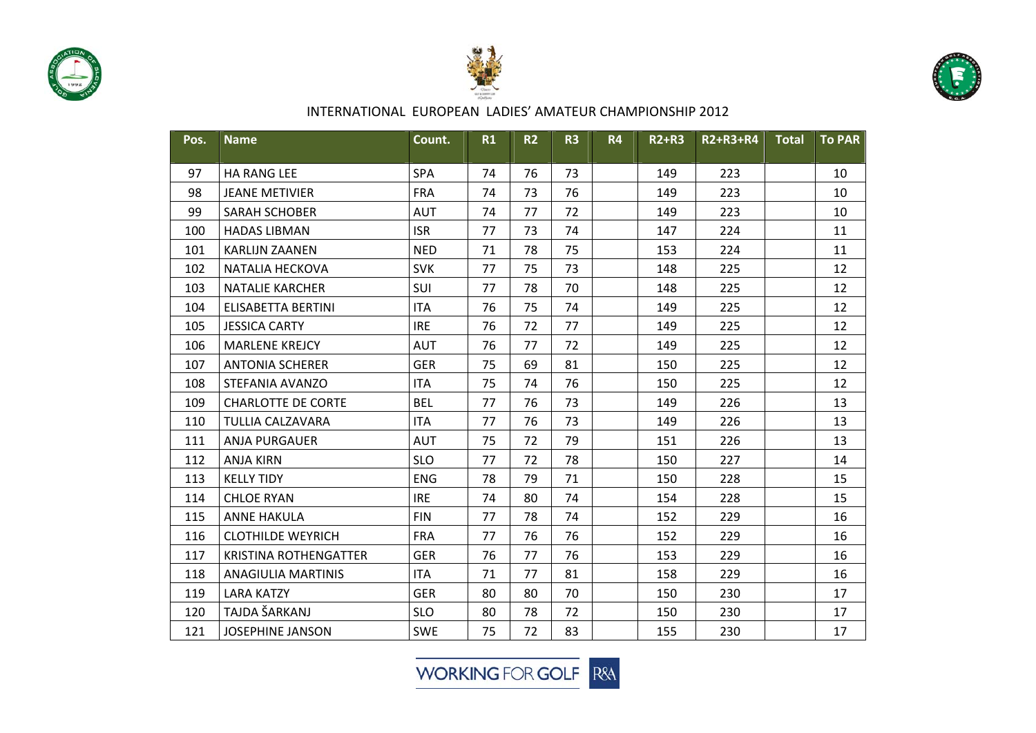INTERNATIONAL EUROPEAN LADIES' AMATEUR CHAMPIONSHIP 2012

| Pos. | Name | Count. | R1 | R2 | R3 | R4 | R2+R3 | R2+R3+R4 | Total | To PAR |
|---|---|---|---|---|---|---|---|---|---|---|
| 97 | HA RANG LEE | SPA | 74 | 76 | 73 | | 149 | 223 | | 10 |
| 98 | JEANE METIVIER | FRA | 74 | 73 | 76 | | 149 | 223 | | 10 |
| 99 | SARAH SCHOBER | AUT | 74 | 77 | 72 | | 149 | 223 | | 10 |
| 100 | HADAS LIBMAN | ISR | 77 | 73 | 74 | | 147 | 224 | | 11 |
| 101 | KARLIJN ZAANEN | NED | 71 | 78 | 75 | | 153 | 224 | | 11 |
| 102 | NATALIA HECKOVA | SVK | 77 | 75 | 73 | | 148 | 225 | | 12 |
| 103 | NATALIE KARCHER | SUI | 77 | 78 | 70 | | 148 | 225 | | 12 |
| 104 | ELISABETTA BERTINI | ITA | 76 | 75 | 74 | | 149 | 225 | | 12 |
| 105 | JESSICA CARTY | IRE | 76 | 72 | 77 | | 149 | 225 | | 12 |
| 106 | MARLENE KREJCY | AUT | 76 | 77 | 72 | | 149 | 225 | | 12 |
| 107 | ANTONIA SCHERER | GER | 75 | 69 | 81 | | 150 | 225 | | 12 |
| 108 | STEFANIA AVANZO | ITA | 75 | 74 | 76 | | 150 | 225 | | 12 |
| 109 | CHARLOTTE DE CORTE | BEL | 77 | 76 | 73 | | 149 | 226 | | 13 |
| 110 | TULLIA CALZAVARA | ITA | 77 | 76 | 73 | | 149 | 226 | | 13 |
| 111 | ANJA PURGAUER | AUT | 75 | 72 | 79 | | 151 | 226 | | 13 |
| 112 | ANJA KIRN | SLO | 77 | 72 | 78 | | 150 | 227 | | 14 |
| 113 | KELLY TIDY | ENG | 78 | 79 | 71 | | 150 | 228 | | 15 |
| 114 | CHLOE RYAN | IRE | 74 | 80 | 74 | | 154 | 228 | | 15 |
| 115 | ANNE HAKULA | FIN | 77 | 78 | 74 | | 152 | 229 | | 16 |
| 116 | CLOTHILDE WEYRICH | FRA | 77 | 76 | 76 | | 152 | 229 | | 16 |
| 117 | KRISTINA ROTHENGATTER | GER | 76 | 77 | 76 | | 153 | 229 | | 16 |
| 118 | ANAGIULIA MARTINIS | ITA | 71 | 77 | 81 | | 158 | 229 | | 16 |
| 119 | LARA KATZY | GER | 80 | 80 | 70 | | 150 | 230 | | 17 |
| 120 | TAJDA ŠARKANJ | SLO | 80 | 78 | 72 | | 150 | 230 | | 17 |
| 121 | JOSEPHINE JANSON | SWE | 75 | 72 | 83 | | 155 | 230 | | 17 |

WORKING FOR GOLF R&A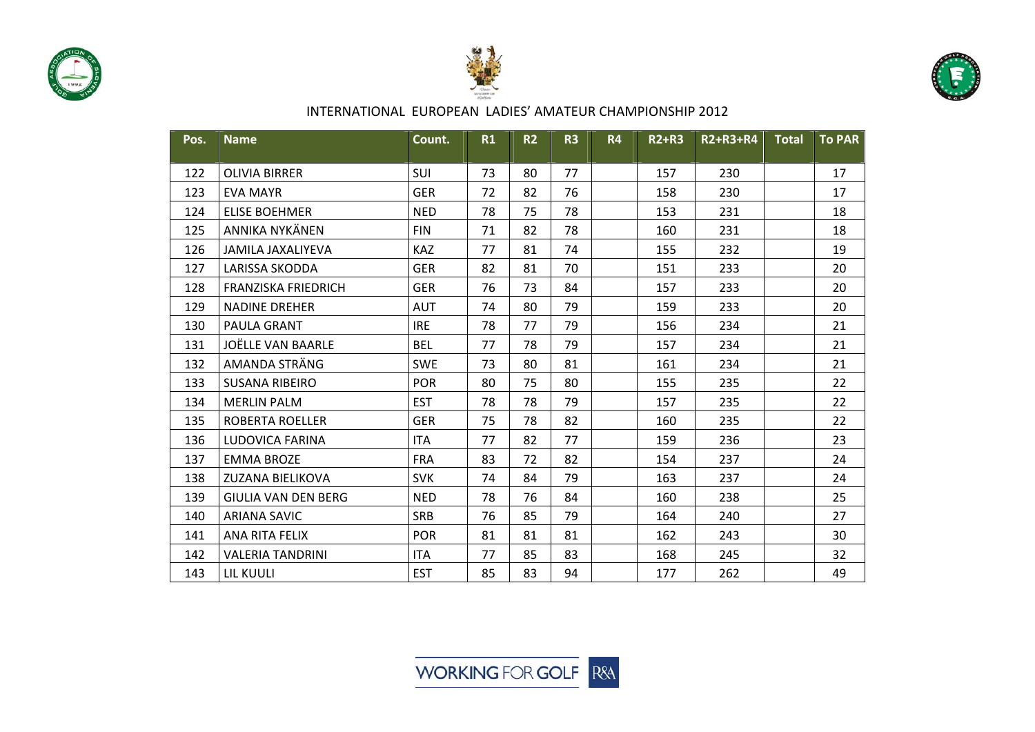INTERNATIONAL EUROPEAN LADIES' AMATEUR CHAMPIONSHIP 2012

| Pos. | Name | Count. | R1 | R2 | R3 | R4 | R2+R3 | R2+R3+R4 | Total | To PAR |
|---|---|---|---|---|---|---|---|---|---|---|
| 122 | OLIVIA BIRRER | SUI | 73 | 80 | 77 | | 157 | 230 | | 17 |
| 123 | EVA MAYR | GER | 72 | 82 | 76 | | 158 | 230 | | 17 |
| 124 | ELISE BOEHMER | NED | 78 | 75 | 78 | | 153 | 231 | | 18 |
| 125 | ANNIKA NYKÄNEN | FIN | 71 | 82 | 78 | | 160 | 231 | | 18 |
| 126 | JAMILA JAXALIYEVA | KAZ | 77 | 81 | 74 | | 155 | 232 | | 19 |
| 127 | LARISSA SKODDA | GER | 82 | 81 | 70 | | 151 | 233 | | 20 |
| 128 | FRANZISKA FRIEDRICH | GER | 76 | 73 | 84 | | 157 | 233 | | 20 |
| 129 | NADINE DREHER | AUT | 74 | 80 | 79 | | 159 | 233 | | 20 |
| 130 | PAULA GRANT | IRE | 78 | 77 | 79 | | 156 | 234 | | 21 |
| 131 | JOËLLE VAN BAARLE | BEL | 77 | 78 | 79 | | 157 | 234 | | 21 |
| 132 | AMANDA STRÄNG | SWE | 73 | 80 | 81 | | 161 | 234 | | 21 |
| 133 | SUSANA RIBEIRO | POR | 80 | 75 | 80 | | 155 | 235 | | 22 |
| 134 | MERLIN PALM | EST | 78 | 78 | 79 | | 157 | 235 | | 22 |
| 135 | ROBERTA ROELLER | GER | 75 | 78 | 82 | | 160 | 235 | | 22 |
| 136 | LUDOVICA FARINA | ITA | 77 | 82 | 77 | | 159 | 236 | | 23 |
| 137 | EMMA BROZE | FRA | 83 | 72 | 82 | | 154 | 237 | | 24 |
| 138 | ZUZANA BIELIKOVA | SVK | 74 | 84 | 79 | | 163 | 237 | | 24 |
| 139 | GIULIA VAN DEN BERG | NED | 78 | 76 | 84 | | 160 | 238 | | 25 |
| 140 | ARIANA SAVIC | SRB | 76 | 85 | 79 | | 164 | 240 | | 27 |
| 141 | ANA RITA FELIX | POR | 81 | 81 | 81 | | 162 | 243 | | 30 |
| 142 | VALERIA TANDRINI | ITA | 77 | 85 | 83 | | 168 | 245 | | 32 |
| 143 | LIL KUULI | EST | 85 | 83 | 94 | | 177 | 262 | | 49 |

WORKING FOR GOLF R&A